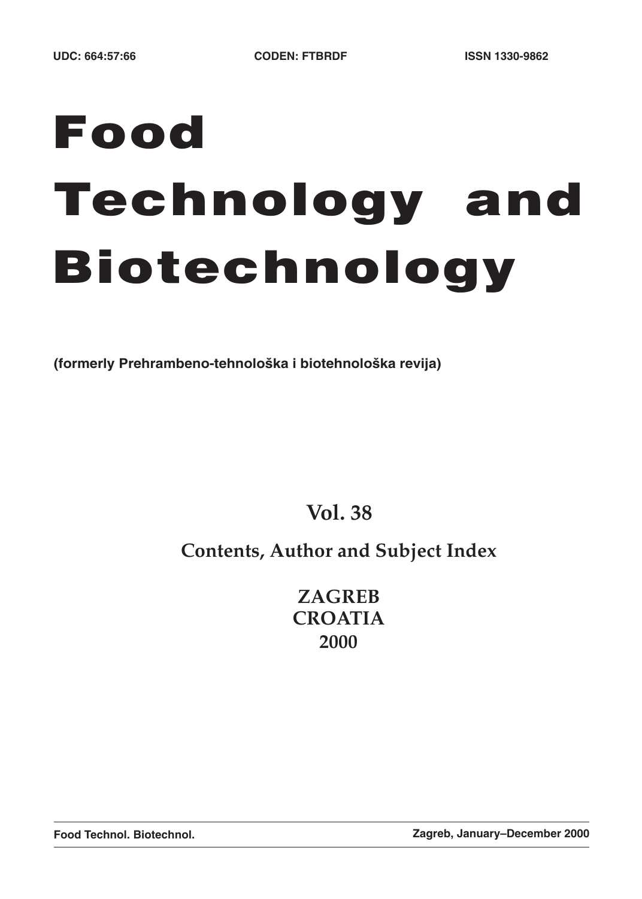UDC: 664:57:66 CODEN: FTBRDF ISSN 1330-9862

# Food Technology and Biotechnology

**(formerly Prehrambeno-tehnološka i biotehnološka revija)**

## Vol. 38

## Contents, Author and Subject Index

**ZAGREB**
**CROATIA**
**2000**

**Food Technol. Biotechnol.** **Zagreb, January–December 2000**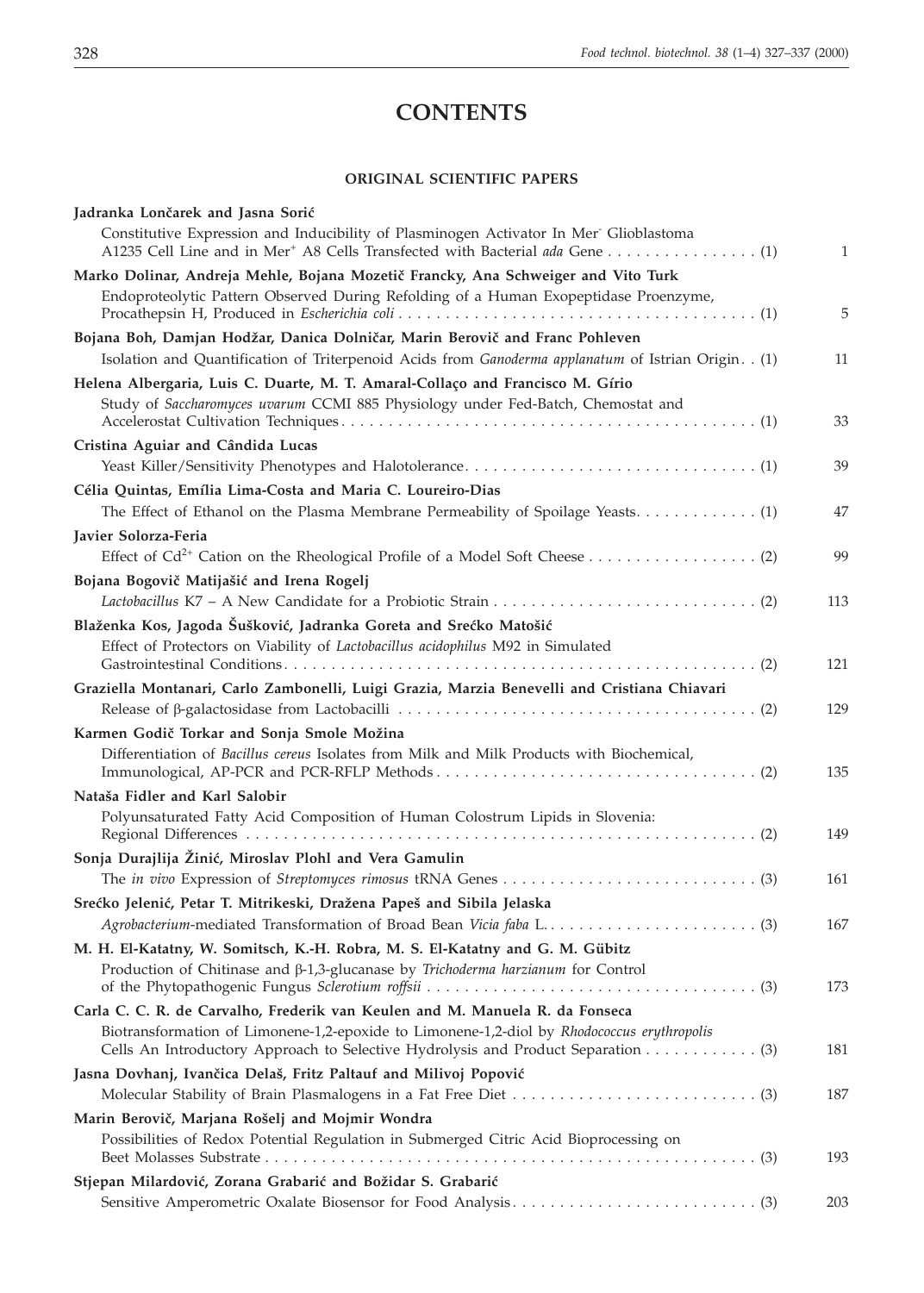# CONTENTS

## ORIGINAL SCIENTIFIC PAPERS

**Jadranka Lončarek and Jasna Sorić**
Constitutive Expression and Inducibility of Plasminogen Activator In Mer⁻ Glioblastoma A1235 Cell Line and in Mer⁺ A8 Cells Transfected with Bacterial *ada* Gene . . . . . . . . . . . . . . . . (1) 1

**Marko Dolinar, Andreja Mehle, Bojana Mozetič Francky, Ana Schweiger and Vito Turk**
Endoproteolytic Pattern Observed During Refolding of a Human Exopeptidase Proenzyme, Procathepsin H, Produced in *Escherichia coli* . . . . . . . . . . . . . . . . (1) 5

**Bojana Boh, Damjan Hodžar, Danica Dolničar, Marin Berovič and Franc Pohleven**
Isolation and Quantification of Triterpenoid Acids from *Ganoderma applanatum* of Istrian Origin. . (1) 11

**Helena Albergaria, Luis C. Duarte, M. T. Amaral-Collaço and Francisco M. Gírio**
Study of *Saccharomyces uvarum* CCMI 885 Physiology under Fed-Batch, Chemostat and Accelerostat Cultivation Techniques . . . . . . . . . . . . . . . . (1) 33

**Cristina Aguiar and Cândida Lucas**
Yeast Killer/Sensitivity Phenotypes and Halotolerance. . . . . . . . . . . . . . . . (1) 39

**Célia Quintas, Emília Lima-Costa and Maria C. Loureiro-Dias**
The Effect of Ethanol on the Plasma Membrane Permeability of Spoilage Yeasts. . . . . . . . . . . . . . . . (1) 47

**Javier Solorza-Feria**
Effect of $Cd^{2+}$ Cation on the Rheological Profile of a Model Soft Cheese . . . . . . . . . . . . . . . . (2) 99

**Bojana Bogovič Matijašić and Irena Rogelj**
*Lactobacillus* K7 – A New Candidate for a Probiotic Strain . . . . . . . . . . . . . . . . (2) 113

**Blaženka Kos, Jagoda Šušković, Jadranka Goreta and Srećko Matošić**
Effect of Protectors on Viability of *Lactobacillus acidophilus* M92 in Simulated Gastrointestinal Conditions. . . . . . . . . . . . . . . . (2) 121

**Graziella Montanari, Carlo Zambonelli, Luigi Grazia, Marzia Benevelli and Cristiana Chiavari**
Release of β-galactosidase from Lactobacilli . . . . . . . . . . . . . . . . (2) 129

**Karmen Godič Torkar and Sonja Smole Možina**
Differentiation of *Bacillus cereus* Isolates from Milk and Milk Products with Biochemical, Immunological, AP-PCR and PCR-RFLP Methods . . . . . . . . . . . . . . . . (2) 135

**Nataša Fidler and Karl Salobir**
Polyunsaturated Fatty Acid Composition of Human Colostrum Lipids in Slovenia: Regional Differences . . . . . . . . . . . . . . . . (2) 149

**Sonja Durajlija Žinić, Miroslav Plohl and Vera Gamulin**
The *in vivo* Expression of *Streptomyces rimosus* tRNA Genes . . . . . . . . . . . . . . . . (3) 161

**Srećko Jelenić, Petar T. Mitrikeski, Dražena Papeš and Sibila Jelaska**
*Agrobacterium*-mediated Transformation of Broad Bean *Vicia faba* L. . . . . . . . . . . . . . . . . (3) 167

**M. H. El-Katatny, W. Somitsch, K.-H. Robra, M. S. El-Katatny and G. M. Gübitz**
Production of Chitinase and β-1,3-glucanase by *Trichoderma harzianum* for Control of the Phytopathogenic Fungus *Sclerotium roffsii* . . . . . . . . . . . . . . . . (3) 173

**Carla C. C. R. de Carvalho, Frederik van Keulen and M. Manuela R. da Fonseca**
Biotransformation of Limonene-1,2-epoxide to Limonene-1,2-diol by *Rhodococcus erythropolis* Cells An Introductory Approach to Selective Hydrolysis and Product Separation . . . . . . . . . . . . (3) 181

**Jasna Dovhanj, Ivančica Delaš, Fritz Paltauf and Milivoj Popović**
Molecular Stability of Brain Plasmalogens in a Fat Free Diet . . . . . . . . . . . . . . . . (3) 187

**Marin Berovič, Marjana Rošelj and Mojmir Wondra**
Possibilities of Redox Potential Regulation in Submerged Citric Acid Bioprocessing on Beet Molasses Substrate . . . . . . . . . . . . . . . . (3) 193

**Stjepan Milardović, Zorana Grabarić and Božidar S. Grabarić**
Sensitive Amperometric Oxalate Biosensor for Food Analysis. . . . . . . . . . . . . . . . (3) 203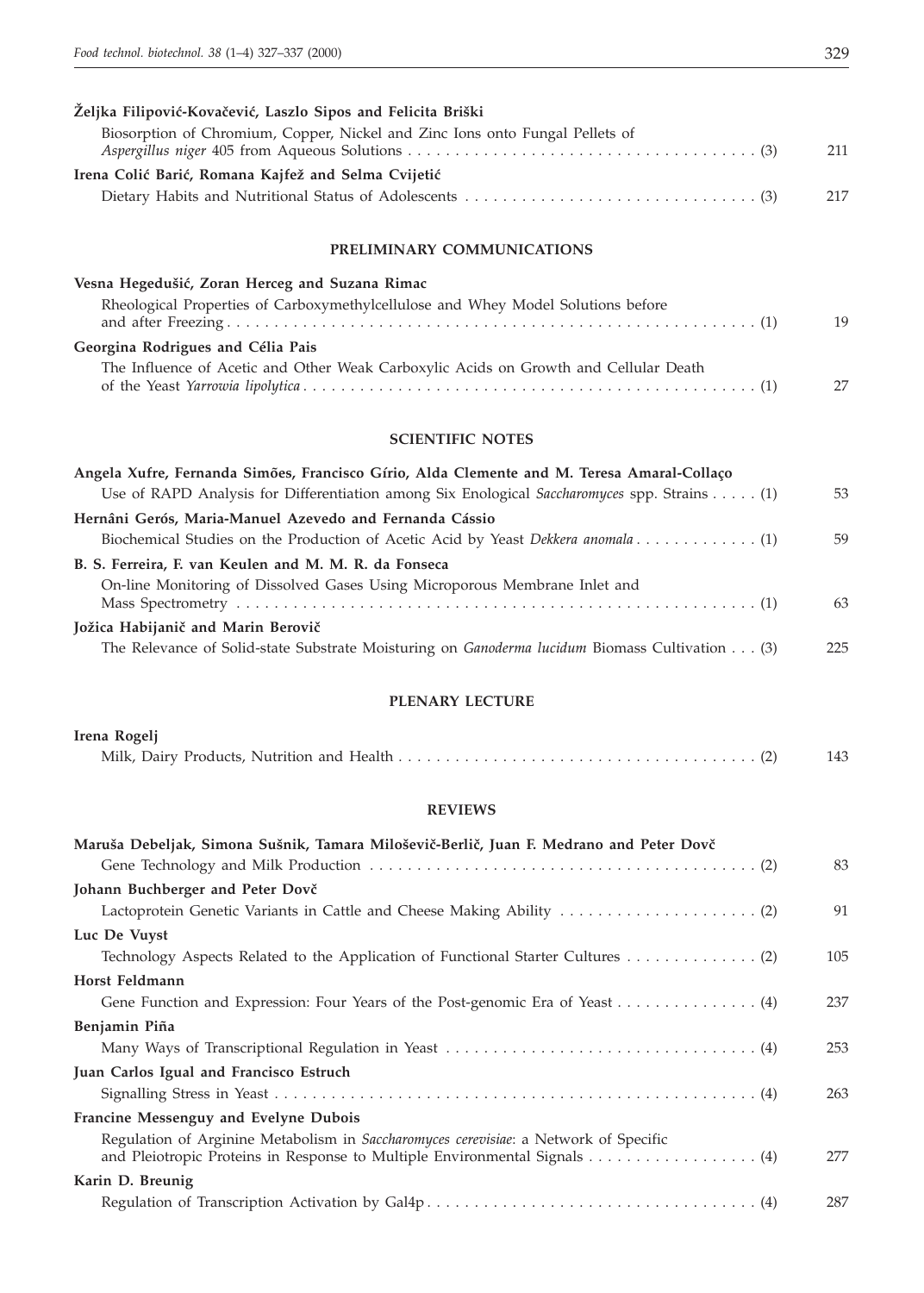**Željka Filipović-Kovačević, Laszlo Sipos and Felicita Briški**

Biosorption of Chromium, Copper, Nickel and Zinc Ions onto Fungal Pellets of *Aspergillus niger* 405 from Aqueous Solutions . . . . . . . . . . . . . . . . . . . . . . . . . . . . . . . . . . . . . . (3) 211

**Irena Colić Barić, Romana Kajfež and Selma Cvijetić**

Dietary Habits and Nutritional Status of Adolescents . . . . . . . . . . . . . . . . . . . . . . . . . . . . . . . (3) 217

## PRELIMINARY COMMUNICATIONS

**Vesna Hegedušić, Zoran Herceg and Suzana Rimac**

Rheological Properties of Carboxymethylcellulose and Whey Model Solutions before and after Freezing . . . . . . . . . . . . . . . . . . . . . . . . . . . . . . . . . . . . . . . . . . . . . . . . . . . . . . . . . (1) 19

**Georgina Rodrigues and Célia Pais**

The Influence of Acetic and Other Weak Carboxylic Acids on Growth and Cellular Death of the Yeast *Yarrowia lipolytica* . . . . . . . . . . . . . . . . . . . . . . . . . . . . . . . . . . . . . . . . . . . . . . . (1) 27

## SCIENTIFIC NOTES

**Angela Xufre, Fernanda Simões, Francisco Gírio, Alda Clemente and M. Teresa Amaral-Collaço**

Use of RAPD Analysis for Differentiation among Six Enological *Saccharomyces* spp. Strains . . . . . (1) 53

**Hernâni Gerós, Maria-Manuel Azevedo and Fernanda Cássio**

Biochemical Studies on the Production of Acetic Acid by Yeast *Dekkera anomala* . . . . . . . . . . . . . (1) 59

**B. S. Ferreira, F. van Keulen and M. M. R. da Fonseca**

On-line Monitoring of Dissolved Gases Using Microporous Membrane Inlet and Mass Spectrometry . . . . . . . . . . . . . . . . . . . . . . . . . . . . . . . . . . . . . . . . . . . . . . . . . . . . . . (1) 63

**Jožica Habijanič and Marin Berovič**

The Relevance of Solid-state Substrate Moisturing on *Ganoderma lucidum* Biomass Cultivation . . . (3) 225

## PLENARY LECTURE

**Irena Rogelj**

Milk, Dairy Products, Nutrition and Health . . . . . . . . . . . . . . . . . . . . . . . . . . . . . . . . . . . . . . (2) 143

## REVIEWS

**Maruša Debeljak, Simona Sušnik, Tamara Miloševič-Berlič, Juan F. Medrano and Peter Dovč**

Gene Technology and Milk Production . . . . . . . . . . . . . . . . . . . . . . . . . . . . . . . . . . . . . . . . . (2) 83

**Johann Buchberger and Peter Dovč**

Lactoprotein Genetic Variants in Cattle and Cheese Making Ability . . . . . . . . . . . . . . . . . . . . . (2) 91

**Luc De Vuyst**

Technology Aspects Related to the Application of Functional Starter Cultures . . . . . . . . . . . . . . (2) 105

**Horst Feldmann**

Gene Function and Expression: Four Years of the Post-genomic Era of Yeast . . . . . . . . . . . . . . . (4) 237

**Benjamin Piña**

Many Ways of Transcriptional Regulation in Yeast . . . . . . . . . . . . . . . . . . . . . . . . . . . . . . . . . (4) 253

**Juan Carlos Igual and Francisco Estruch**

Signalling Stress in Yeast . . . . . . . . . . . . . . . . . . . . . . . . . . . . . . . . . . . . . . . . . . . . . . . . . . . (4) 263

**Francine Messenguy and Evelyne Dubois**

Regulation of Arginine Metabolism in *Saccharomyces cerevisiae*: a Network of Specific and Pleiotropic Proteins in Response to Multiple Environmental Signals . . . . . . . . . . . . . . . . . (4) 277

**Karin D. Breunig**

Regulation of Transcription Activation by Gal4p . . . . . . . . . . . . . . . . . . . . . . . . . . . . . . . . . . (4) 287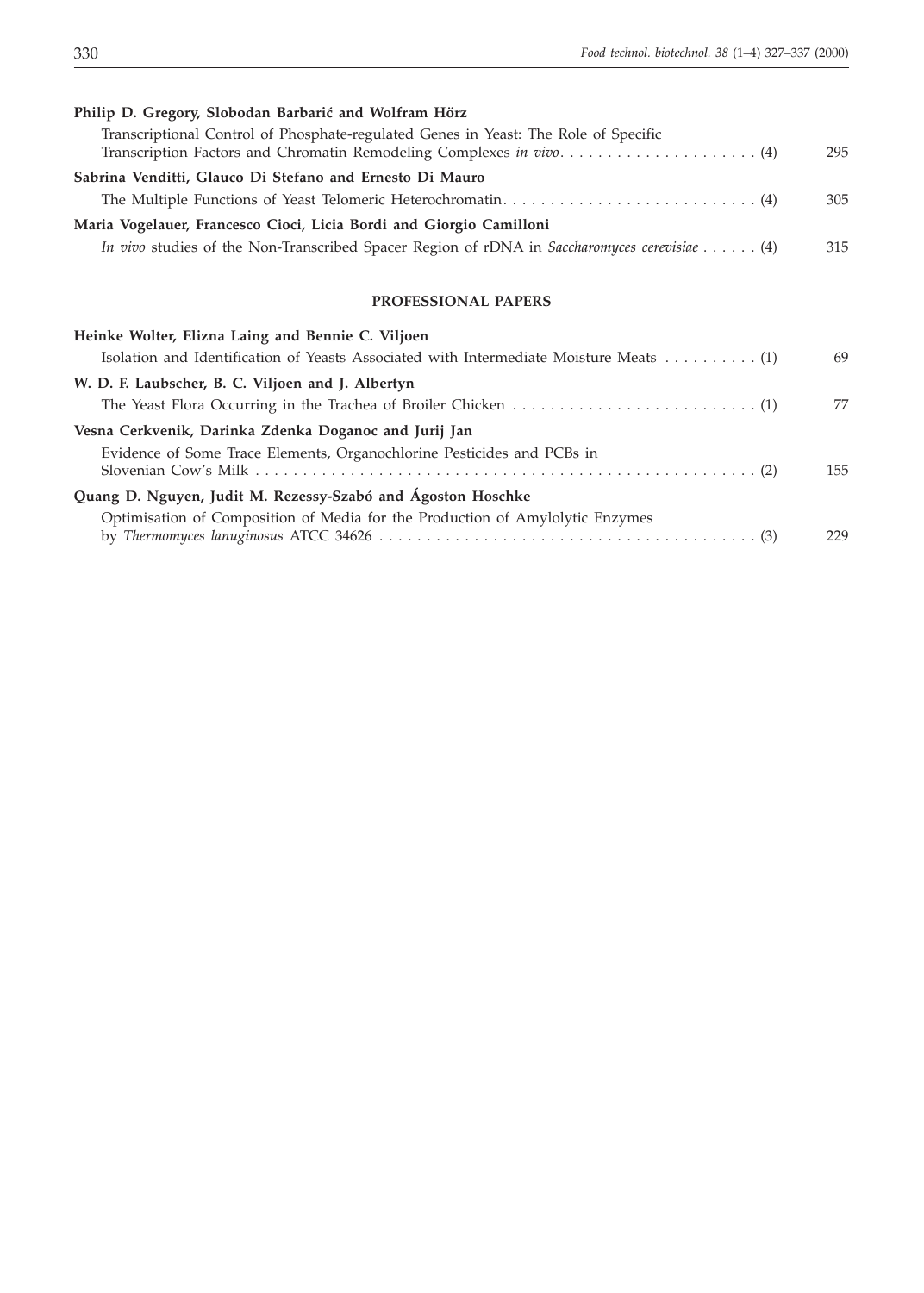**Philip D. Gregory, Slobodan Barbarić and Wolfram Hörz**

Transcriptional Control of Phosphate-regulated Genes in Yeast: The Role of Specific Transcription Factors and Chromatin Remodeling Complexes *in vivo* . . . . . . . . . . . . . . . . . . . . . (4) 295

**Sabrina Venditti, Glauco Di Stefano and Ernesto Di Mauro**

The Multiple Functions of Yeast Telomeric Heterochromatin . . . . . . . . . . . . . . . . . . . . . . . . . . . (4) 305

**Maria Vogelauer, Francesco Cioci, Licia Bordi and Giorgio Camilloni**

*In vivo* studies of the Non-Transcribed Spacer Region of rDNA in *Saccharomyces cerevisiae* . . . . . . (4) 315

## PROFESSIONAL PAPERS

**Heinke Wolter, Elizna Laing and Bennie C. Viljoen**

Isolation and Identification of Yeasts Associated with Intermediate Moisture Meats . . . . . . . . . . (1) 69

**W. D. F. Laubscher, B. C. Viljoen and J. Albertyn**

The Yeast Flora Occurring in the Trachea of Broiler Chicken . . . . . . . . . . . . . . . . . . . . . . . . . . (1) 77

**Vesna Cerkvenik, Darinka Zdenka Doganoc and Jurij Jan**

Evidence of Some Trace Elements, Organochlorine Pesticides and PCBs in Slovenian Cow's Milk . . . . . . . . . . . . . . . . . . . . . . . . . . . . . . . . . . . . . . . . . . . . . . . . . . . . . . (2) 155

**Quang D. Nguyen, Judit M. Rezessy-Szabó and Ágoston Hoschke**

Optimisation of Composition of Media for the Production of Amylolytic Enzymes by *Thermomyces lanuginosus* ATCC 34626 . . . . . . . . . . . . . . . . . . . . . . . . . . . . . . . . . . . . . . . . (3) 229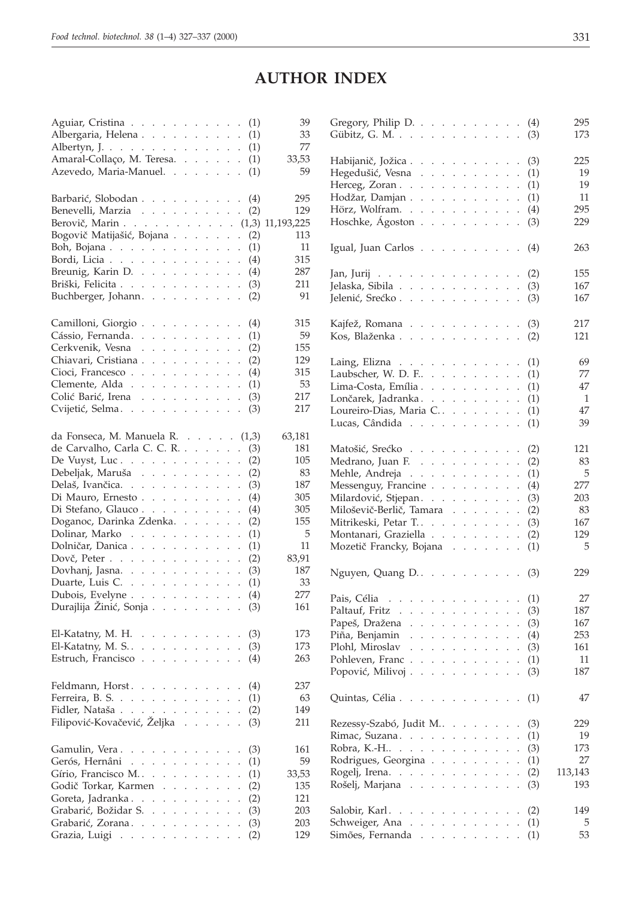# AUTHOR INDEX

Aguiar, Cristina . . . . . . . . . . . (1) 39
Albergaria, Helena . . . . . . . . . . (1) 33
Albertyn, J. . . . . . . . . . . . . . (1) 77
Amaral-Collaço, M. Teresa. . . . . . . (1) 33,53
Azevedo, Maria-Manuel. . . . . . . . (1) 59

Barbarić, Slobodan . . . . . . . . . . (4) 295
Benevelli, Marzia . . . . . . . . . . (2) 129
Berovič, Marin . . . . . . . . . . . (1,3) 11,193,225
Bogovič Matijašić, Bojana . . . . . . . (2) 113
Boh, Bojana . . . . . . . . . . . . . (1) 11
Bordi, Licia . . . . . . . . . . . . . (4) 315
Breunig, Karin D. . . . . . . . . . . (4) 287
Briški, Felicita . . . . . . . . . . . . (3) 211
Buchberger, Johann. . . . . . . . . . (2) 91

Camilloni, Giorgio . . . . . . . . . . (4) 315
Cássio, Fernanda. . . . . . . . . . . (1) 59
Cerkvenik, Vesna . . . . . . . . . . (2) 155
Chiavari, Cristiana . . . . . . . . . . (2) 129
Cioci, Francesco . . . . . . . . . . . (4) 315
Clemente, Alda . . . . . . . . . . . (1) 53
Colić Barić, Irena . . . . . . . . . . (3) 217
Cvijetić, Selma. . . . . . . . . . . . (3) 217

da Fonseca, M. Manuela R. . . . . . (1,3) 63,181
de Carvalho, Carla C. C. R. . . . . . . (3) 181
De Vuyst, Luc . . . . . . . . . . . . (2) 105
Debeljak, Maruša . . . . . . . . . . (2) 83
Delaš, Ivančica. . . . . . . . . . . . (3) 187
Di Mauro, Ernesto . . . . . . . . . . (4) 305
Di Stefano, Glauco . . . . . . . . . . (4) 305
Doganoc, Darinka Zdenka. . . . . . . (2) 155
Dolinar, Marko . . . . . . . . . . . (1) 5
Dolničar, Danica . . . . . . . . . . . (1) 11
Dovč, Peter . . . . . . . . . . . . . (2) 83,91
Dovhanj, Jasna. . . . . . . . . . . . (3) 187
Duarte, Luis C. . . . . . . . . . . . (1) 33
Dubois, Evelyne . . . . . . . . . . . (4) 277
Durajlija Žinić, Sonja . . . . . . . . . (3) 161

El-Katatny, M. H. . . . . . . . . . . (3) 173
El-Katatny, M. S.. . . . . . . . . . . (3) 173
Estruch, Francisco . . . . . . . . . . (4) 263

Feldmann, Horst. . . . . . . . . . . (4) 237
Ferreira, B. S. . . . . . . . . . . . . (1) 63
Fidler, Nataša . . . . . . . . . . . . (2) 149
Filipović-Kovačević, Željka . . . . . . (3) 211

Gamulin, Vera . . . . . . . . . . . . (3) 161
Gerós, Hernâni . . . . . . . . . . . (1) 59
Gírio, Francisco M.. . . . . . . . . . (1) 33,53
Godič Torkar, Karmen . . . . . . . . (2) 135
Goreta, Jadranka. . . . . . . . . . . (2) 121
Grabarić, Božidar S. . . . . . . . . . (3) 203
Grabarić, Zorana. . . . . . . . . . . (3) 203
Grazia, Luigi . . . . . . . . . . . . (2) 129

Gregory, Philip D. . . . . . . . . . . (4) 295
Gübitz, G. M. . . . . . . . . . . . . (3) 173

Habijanič, Jožica . . . . . . . . . . . (3) 225
Hegedušić, Vesna . . . . . . . . . . (1) 19
Herceg, Zoran . . . . . . . . . . . . (1) 19
Hodžar, Damjan . . . . . . . . . . . (1) 11
Hörz, Wolfram. . . . . . . . . . . . (4) 295
Hoschke, Ágoston . . . . . . . . . . (3) 229

Igual, Juan Carlos . . . . . . . . . . (4) 263

Jan, Jurij . . . . . . . . . . . . . . (2) 155
Jelaska, Sibila . . . . . . . . . . . . (3) 167
Jelenić, Srećko . . . . . . . . . . . . (3) 167

Kajfež, Romana . . . . . . . . . . . (3) 217
Kos, Blaženka . . . . . . . . . . . . (2) 121

Laing, Elizna . . . . . . . . . . . . (1) 69
Laubscher, W. D. F.. . . . . . . . . . (1) 77
Lima-Costa, Emília . . . . . . . . . . (1) 47
Lončarek, Jadranka. . . . . . . . . . (1) 1
Loureiro-Dias, Maria C.. . . . . . . . (1) 47
Lucas, Cândida . . . . . . . . . . . (1) 39

Matošić, Srećko . . . . . . . . . . . (2) 121
Medrano, Juan F. . . . . . . . . . . (2) 83
Mehle, Andreja . . . . . . . . . . . (1) 5
Messenguy, Francine . . . . . . . . . (4) 277
Milardović, Stjepan. . . . . . . . . . (3) 203
Miloševič-Berlič, Tamara . . . . . . . (2) 83
Mitrikeski, Petar T.. . . . . . . . . . (3) 167
Montanari, Graziella . . . . . . . . . (2) 129
Mozetič Francky, Bojana . . . . . . . (1) 5

Nguyen, Quang D.. . . . . . . . . . . (3) 229

Pais, Célia . . . . . . . . . . . . . (1) 27
Paltauf, Fritz . . . . . . . . . . . . (3) 187
Papeš, Dražena . . . . . . . . . . . (3) 167
Piña, Benjamin . . . . . . . . . . . (4) 253
Plohl, Miroslav . . . . . . . . . . . (3) 161
Pohleven, Franc . . . . . . . . . . . (1) 11
Popović, Milivoj . . . . . . . . . . . (3) 187

Quintas, Célia . . . . . . . . . . . . (1) 47

Rezessy-Szabó, Judit M.. . . . . . . . (3) 229
Rimac, Suzana. . . . . . . . . . . . (1) 19
Robra, K.-H.. . . . . . . . . . . . . (3) 173
Rodrigues, Georgina . . . . . . . . . (1) 27
Rogelj, Irena. . . . . . . . . . . . . (2) 113,143
Rošelj, Marjana . . . . . . . . . . . (3) 193

Salobir, Karl. . . . . . . . . . . . . (2) 149
Schweiger, Ana . . . . . . . . . . . (1) 5
Simões, Fernanda . . . . . . . . . . (1) 53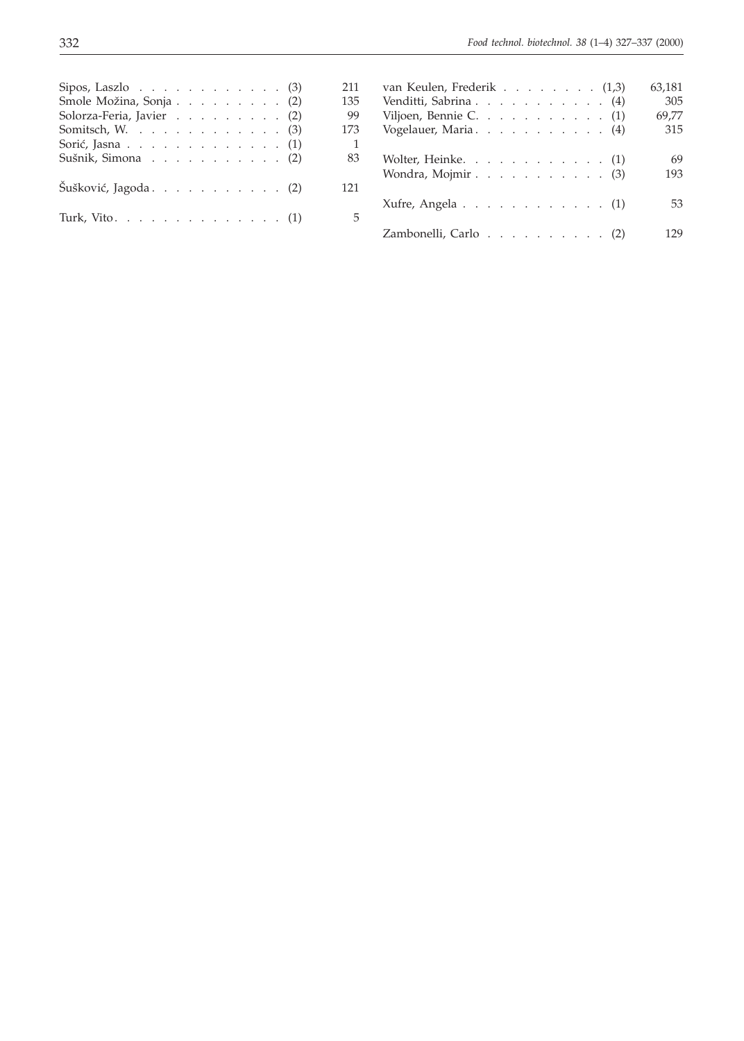Sipos, Laszlo . . . . . . . . . . . . (3) 211
Smole Možina, Sonja . . . . . . . . . (2) 135
Solorza-Feria, Javier . . . . . . . . . (2) 99
Somitsch, W. . . . . . . . . . . . . (3) 173
Sorić, Jasna . . . . . . . . . . . . . (1) 1
Sušnik, Simona . . . . . . . . . . . (2) 83

Šušković, Jagoda . . . . . . . . . . . (2) 121

Turk, Vito . . . . . . . . . . . . . . (1) 5

van Keulen, Frederik . . . . . . . . (1,3) 63,181
Venditti, Sabrina . . . . . . . . . . . (4) 305
Viljoen, Bennie C. . . . . . . . . . . (1) 69,77
Vogelauer, Maria . . . . . . . . . . . (4) 315

Wolter, Heinke. . . . . . . . . . . . (1) 69
Wondra, Mojmir . . . . . . . . . . . (3) 193

Xufre, Angela . . . . . . . . . . . . (1) 53

Zambonelli, Carlo . . . . . . . . . . (2) 129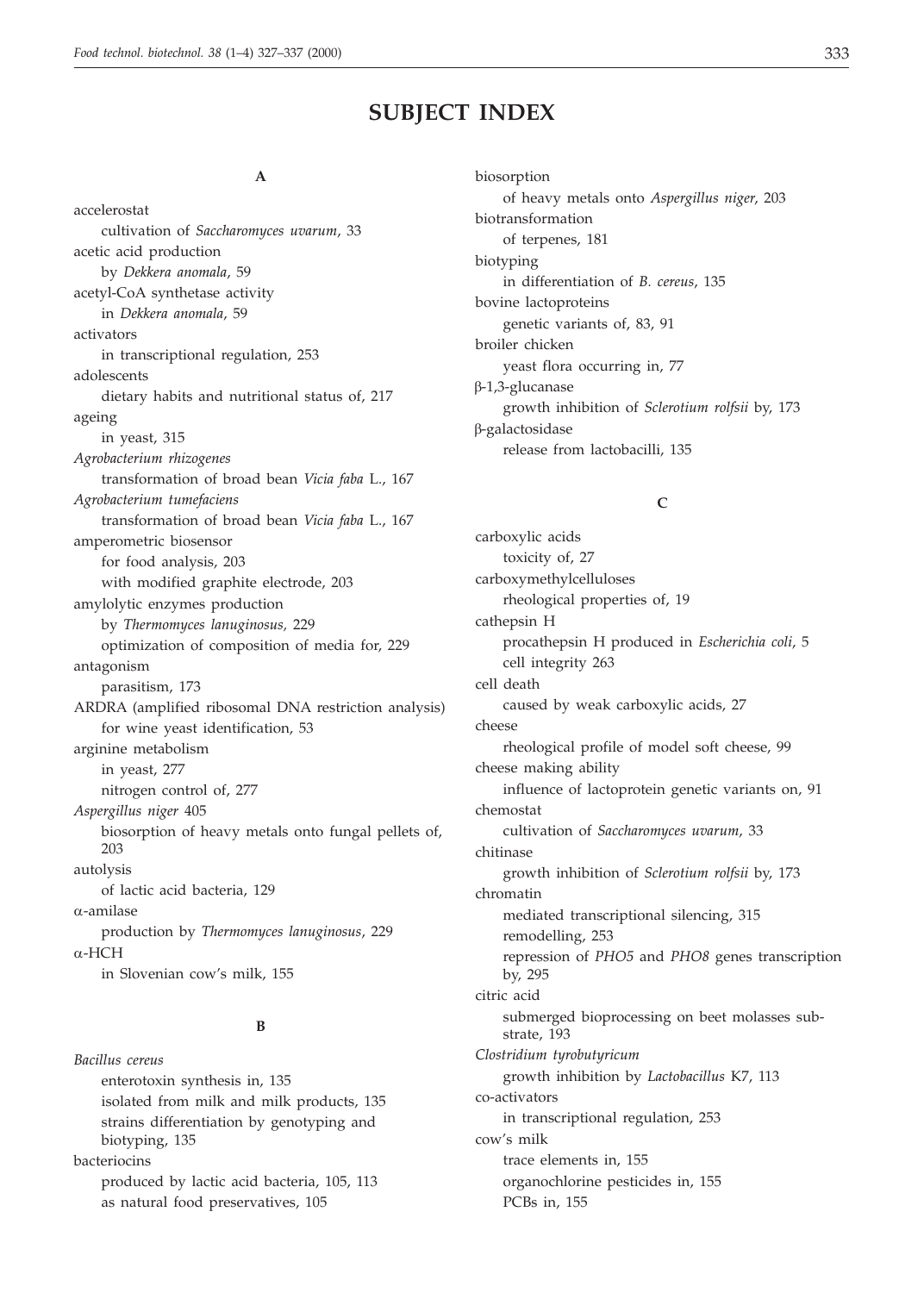# SUBJECT INDEX

## A

accelerostat
    cultivation of *Saccharomyces uvarum*, 33
acetic acid production
    by *Dekkera anomala*, 59
acetyl-CoA synthetase activity
    in *Dekkera anomala*, 59
activators
    in transcriptional regulation, 253
adolescents
    dietary habits and nutritional status of, 217
ageing
    in yeast, 315
*Agrobacterium rhizogenes*
    transformation of broad bean *Vicia faba* L., 167
*Agrobacterium tumefaciens*
    transformation of broad bean *Vicia faba* L., 167
amperometric biosensor
    for food analysis, 203
    with modified graphite electrode, 203
amylolytic enzymes production
    by *Thermomyces lanuginosus,* 229
    optimization of composition of media for, 229
antagonism
    parasitism, 173
ARDRA (amplified ribosomal DNA restriction analysis)
    for wine yeast identification, 53
arginine metabolism
    in yeast, 277
    nitrogen control of, 277
*Aspergillus niger* 405
    biosorption of heavy metals onto fungal pellets of, 203
autolysis
    of lactic acid bacteria, 129
α-amilase
    production by *Thermomyces lanuginosus*, 229
α-HCH
    in Slovenian cow's milk, 155

## B

*Bacillus cereus*
    enterotoxin synthesis in, 135
    isolated from milk and milk products, 135
    strains differentiation by genotyping and biotyping, 135
bacteriocins
    produced by lactic acid bacteria, 105, 113
    as natural food preservatives, 105
biosorption
    of heavy metals onto *Aspergillus niger*, 203
biotransformation
    of terpenes, 181
biotyping
    in differentiation of *B. cereus*, 135
bovine lactoproteins
    genetic variants of, 83, 91
broiler chicken
    yeast flora occurring in, 77
β-1,3-glucanase
    growth inhibition of *Sclerotium rolfsii* by, 173
β-galactosidase
    release from lactobacilli, 135

## C

carboxylic acids
    toxicity of, 27
carboxymethylcelluloses
    rheological properties of, 19
cathepsin H
    procathepsin H produced in *Escherichia coli*, 5
    cell integrity 263
cell death
    caused by weak carboxylic acids, 27
cheese
    rheological profile of model soft cheese, 99
cheese making ability
    influence of lactoprotein genetic variants on, 91
chemostat
    cultivation of *Saccharomyces uvarum*, 33
chitinase
    growth inhibition of *Sclerotium rolfsii* by, 173
chromatin
    mediated transcriptional silencing, 315
    remodelling, 253
    repression of *PHO5* and *PHO8* genes transcription by, 295
citric acid
    submerged bioprocessing on beet molasses substrate, 193
*Clostridium tyrobutyricum*
    growth inhibition by *Lactobacillus* K7, 113
co-activators
    in transcriptional regulation, 253
cow's milk
    trace elements in, 155
    organochlorine pesticides in, 155
    PCBs in, 155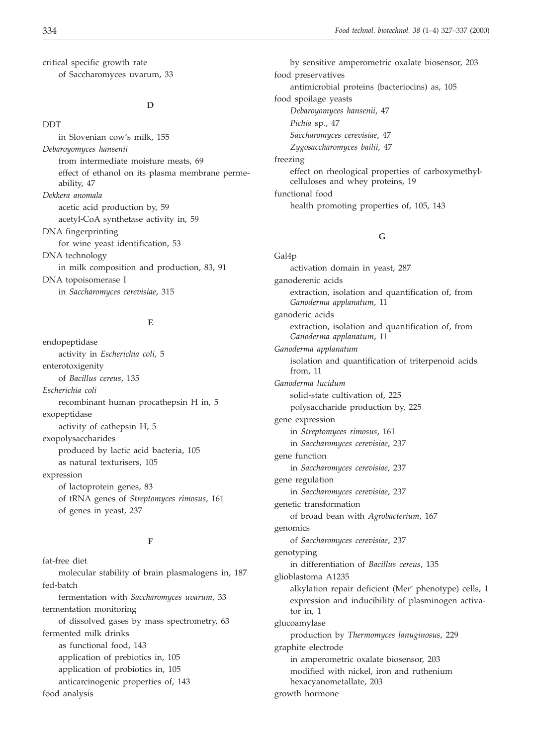critical specific growth rate
  of Saccharomyces uvarum, 33

**D**

DDT
  in Slovenian cow's milk, 155

*Debaroyomyces hansenii*
  from intermediate moisture meats, 69
  effect of ethanol on its plasma membrane permeability, 47

*Dekkera anomala*
  acetic acid production by, 59
  acetyl-CoA synthetase activity in, 59

DNA fingerprinting
  for wine yeast identification, 53

DNA technology
  in milk composition and production, 83, 91

DNA topoisomerase I
  in *Saccharomyces cerevisiae*, 315

**E**

endopeptidase
  activity in *Escherichia coli*, 5

enterotoxigenity
  of *Bacillus cereus*, 135

*Escherichia coli*
  recombinant human procathepsin H in, 5

exopeptidase
  activity of cathepsin H, 5

exopolysaccharides
  produced by lactic acid bacteria, 105
  as natural texturisers, 105

expression
  of lactoprotein genes, 83
  of tRNA genes of *Streptomyces rimosus*, 161
  of genes in yeast, 237

**F**

fat-free diet
  molecular stability of brain plasmalogens in, 187

fed-batch
  fermentation with *Saccharomyces uvarum*, 33

fermentation monitoring
  of dissolved gases by mass spectrometry, 63

fermented milk drinks
  as functional food, 143
  application of prebiotics in, 105
  application of probiotics in, 105
  anticarcinogenic properties of, 143

food analysis
  by sensitive amperometric oxalate biosensor, 203

food preservatives
  antimicrobial proteins (bacteriocins) as, 105

food spoilage yeasts
  *Debaroyomyces hansenii*, 47
  *Pichia* sp., 47
  *Saccharomyces cerevisiae*, 47
  *Zygosaccharomyces bailii*, 47

freezing
  effect on rheological properties of carboxymethylcelluloses and whey proteins, 19

functional food
  health promoting properties of, 105, 143

**G**

Gal4p
  activation domain in yeast, 287

ganoderenic acids
  extraction, isolation and quantification of, from *Ganoderma applanatum*, 11

ganoderic acids
  extraction, isolation and quantification of, from *Ganoderma applanatum*, 11

*Ganoderma applanatum*
  isolation and quantification of triterpenoid acids from, 11

*Ganoderma lucidum*
  solid-state cultivation of, 225
  polysaccharide production by, 225

gene expression
  in *Streptomyces rimosus*, 161
  in *Saccharomyces cerevisiae*, 237

gene function
  in *Saccharomyces cerevisiae*, 237

gene regulation
  in *Saccharomyces cerevisiae*, 237

genetic transformation
  of broad bean with *Agrobacterium*, 167

genomics
  of *Saccharomyces cerevisiae*, 237

genotyping
  in differentiation of *Bacillus cereus*, 135

glioblastoma A1235
  alkylation repair deficient (Mer$^-$ phenotype) cells, 1
  expression and inducibility of plasminogen activator in, 1

glucoamylase
  production by *Thermomyces lanuginosus*, 229

graphite electrode
  in amperometric oxalate biosensor, 203
  modified with nickel, iron and ruthenium hexacyanometallate, 203

growth hormone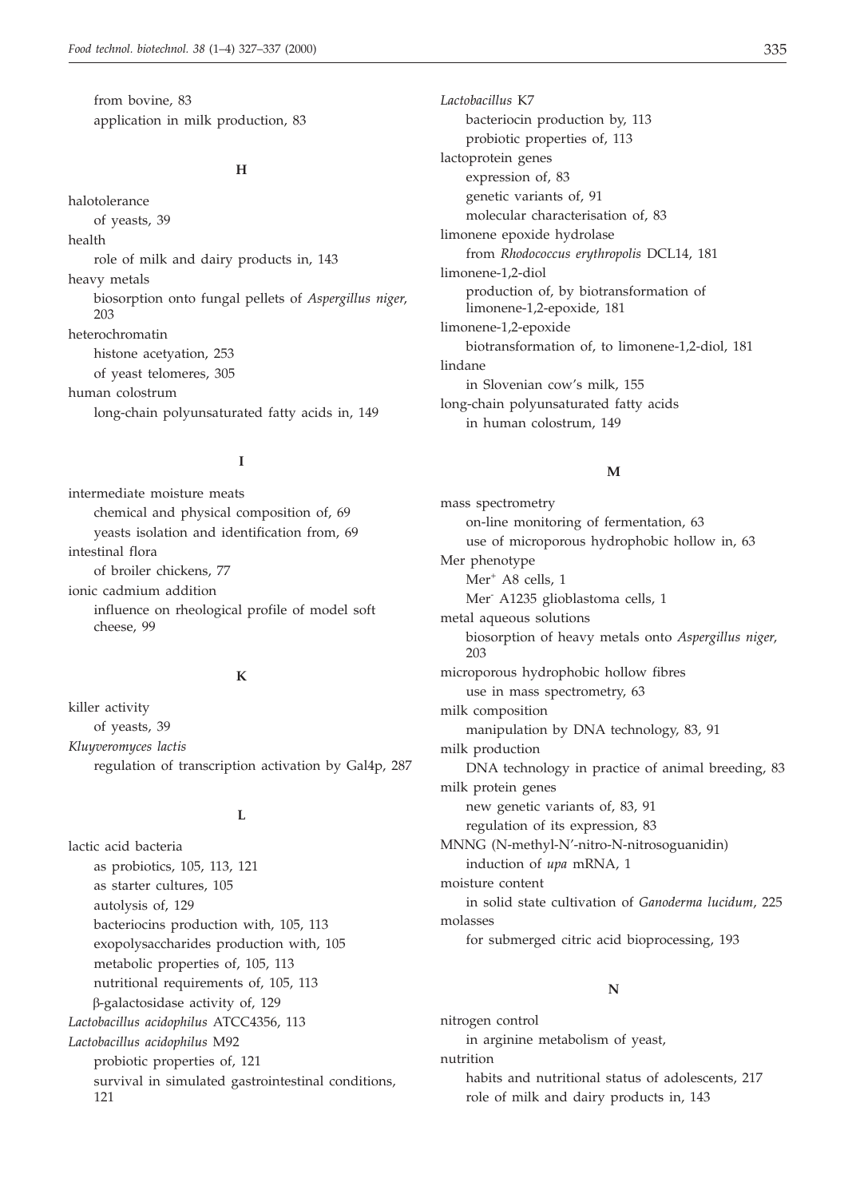from bovine, 83
  application in milk production, 83

**H**

halotolerance
  of yeasts, 39
health
  role of milk and dairy products in, 143
heavy metals
  biosorption onto fungal pellets of *Aspergillus niger*, 203
heterochromatin
  histone acetyation, 253
  of yeast telomeres, 305
human colostrum
  long-chain polyunsaturated fatty acids in, 149

**I**

intermediate moisture meats
  chemical and physical composition of, 69
  yeasts isolation and identification from, 69
intestinal flora
  of broiler chickens, 77
ionic cadmium addition
  influence on rheological profile of model soft cheese, 99

**K**

killer activity
  of yeasts, 39
*Kluyveromyces lactis*
  regulation of transcription activation by Gal4p, 287

**L**

lactic acid bacteria
  as probiotics, 105, 113, 121
  as starter cultures, 105
  autolysis of, 129
  bacteriocins production with, 105, 113
  exopolysaccharides production with, 105
  metabolic properties of, 105, 113
  nutritional requirements of, 105, 113
  β-galactosidase activity of, 129
*Lactobacillus acidophilus* ATCC4356, 113
*Lactobacillus acidophilus* M92
  probiotic properties of, 121
  survival in simulated gastrointestinal conditions, 121
*Lactobacillus* K7
  bacteriocin production by, 113
  probiotic properties of, 113
lactoprotein genes
  expression of, 83
  genetic variants of, 91
  molecular characterisation of, 83
limonene epoxide hydrolase
  from *Rhodococcus erythropolis* DCL14, 181
limonene-1,2-diol
  production of, by biotransformation of limonene-1,2-epoxide, 181
limonene-1,2-epoxide
  biotransformation of, to limonene-1,2-diol, 181
lindane
  in Slovenian cow's milk, 155
long-chain polyunsaturated fatty acids
  in human colostrum, 149

**M**

mass spectrometry
  on-line monitoring of fermentation, 63
  use of microporous hydrophobic hollow in, 63
Mer phenotype
  $Mer^{+}$ A8 cells, 1
  $Mer^{-}$ A1235 glioblastoma cells, 1
metal aqueous solutions
  biosorption of heavy metals onto *Aspergillus niger*, 203
microporous hydrophobic hollow fibres
  use in mass spectrometry, 63
milk composition
  manipulation by DNA technology, 83, 91
milk production
  DNA technology in practice of animal breeding, 83
milk protein genes
  new genetic variants of, 83, 91
  regulation of its expression, 83
MNNG (N-methyl-N'-nitro-N-nitrosoguanidin)
  induction of *upa* mRNA, 1
moisture content
  in solid state cultivation of *Ganoderma lucidum*, 225
molasses
  for submerged citric acid bioprocessing, 193

**N**

nitrogen control
  in arginine metabolism of yeast,
nutrition
  habits and nutritional status of adolescents, 217
  role of milk and dairy products in, 143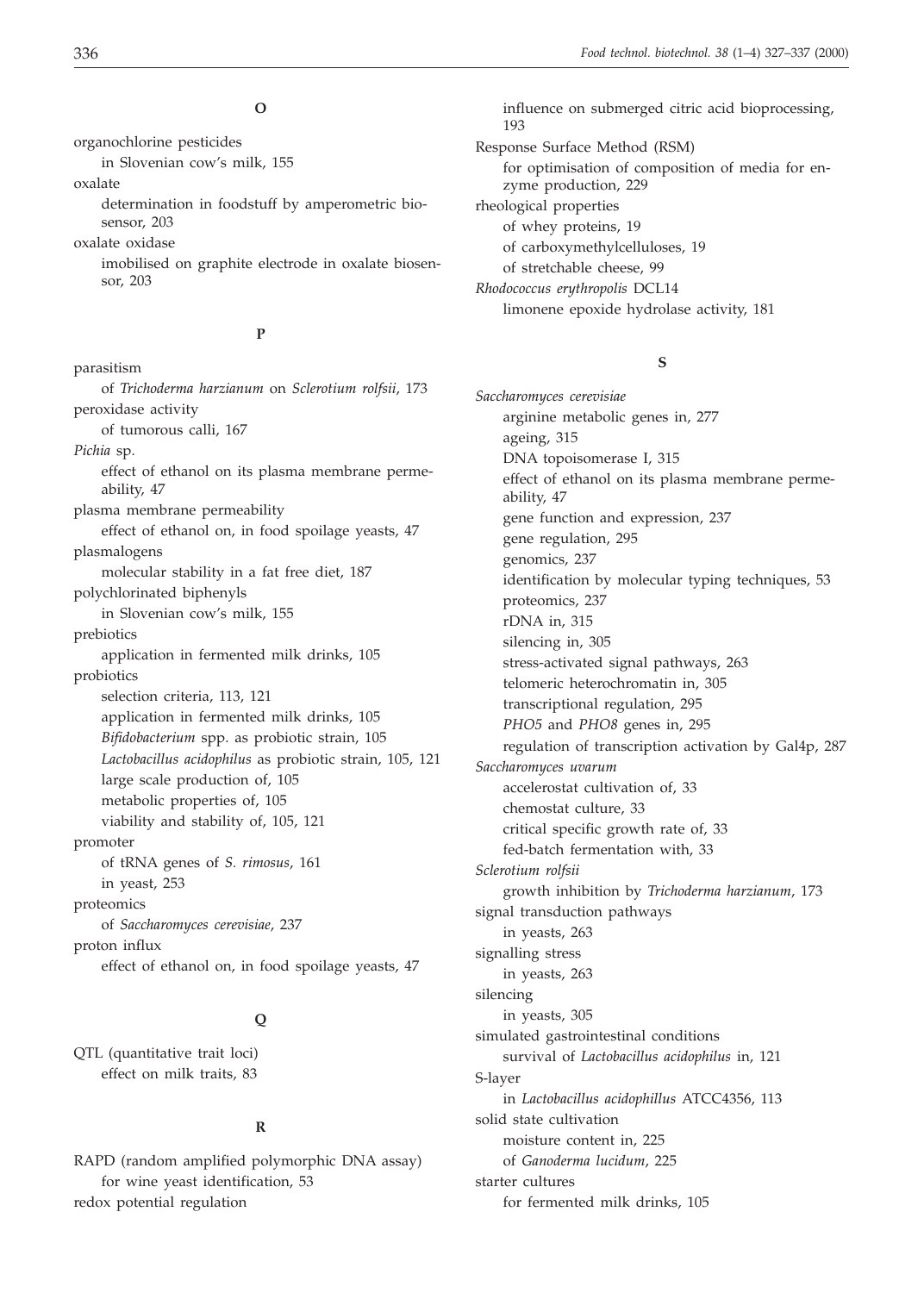**O**

organochlorine pesticides
    in Slovenian cow's milk, 155
oxalate
    determination in foodstuff by amperometric biosensor, 203
oxalate oxidase
    imobilised on graphite electrode in oxalate biosensor, 203

**P**

parasitism
    of *Trichoderma harzianum* on *Sclerotium rolfsii*, 173
peroxidase activity
    of tumorous calli, 167
*Pichia* sp.
    effect of ethanol on its plasma membrane permeability, 47
plasma membrane permeability
    effect of ethanol on, in food spoilage yeasts, 47
plasmalogens
    molecular stability in a fat free diet, 187
polychlorinated biphenyls
    in Slovenian cow's milk, 155
prebiotics
    application in fermented milk drinks, 105
probiotics
    selection criteria, 113, 121
    application in fermented milk drinks, 105
    *Bifidobacterium* spp. as probiotic strain, 105
    *Lactobacillus acidophilus* as probiotic strain, 105, 121
    large scale production of, 105
    metabolic properties of, 105
    viability and stability of, 105, 121
promoter
    of tRNA genes of *S. rimosus*, 161
    in yeast, 253
proteomics
    of *Saccharomyces cerevisiae*, 237
proton influx
    effect of ethanol on, in food spoilage yeasts, 47

**Q**

QTL (quantitative trait loci)
    effect on milk traits, 83

**R**

RAPD (random amplified polymorphic DNA assay)
    for wine yeast identification, 53
redox potential regulation
    influence on submerged citric acid bioprocessing, 193
Response Surface Method (RSM)
    for optimisation of composition of media for enzyme production, 229
rheological properties
    of whey proteins, 19
    of carboxymethylcelluloses, 19
    of stretchable cheese, 99
*Rhodococcus erythropolis* DCL14
    limonene epoxide hydrolase activity, 181

**S**

*Saccharomyces cerevisiae*
    arginine metabolic genes in, 277
    ageing, 315
    DNA topoisomerase I, 315
    effect of ethanol on its plasma membrane permeability, 47
    gene function and expression, 237
    gene regulation, 295
    genomics, 237
    identification by molecular typing techniques, 53
    proteomics, 237
    rDNA in, 315
    silencing in, 305
    stress-activated signal pathways, 263
    telomeric heterochromatin in, 305
    transcriptional regulation, 295
    *PHO5* and *PHO8* genes in, 295
    regulation of transcription activation by Gal4p, 287
*Saccharomyces uvarum*
    accelerostat cultivation of, 33
    chemostat culture, 33
    critical specific growth rate of, 33
    fed-batch fermentation with, 33
*Sclerotium rolfsii*
    growth inhibition by *Trichoderma harzianum*, 173
signal transduction pathways
    in yeasts, 263
signalling stress
    in yeasts, 263
silencing
    in yeasts, 305
simulated gastrointestinal conditions
    survival of *Lactobacillus acidophilus* in, 121
S-layer
    in *Lactobacillus acidophillus* ATCC4356, 113
solid state cultivation
    moisture content in, 225
    of *Ganoderma lucidum*, 225
starter cultures
    for fermented milk drinks, 105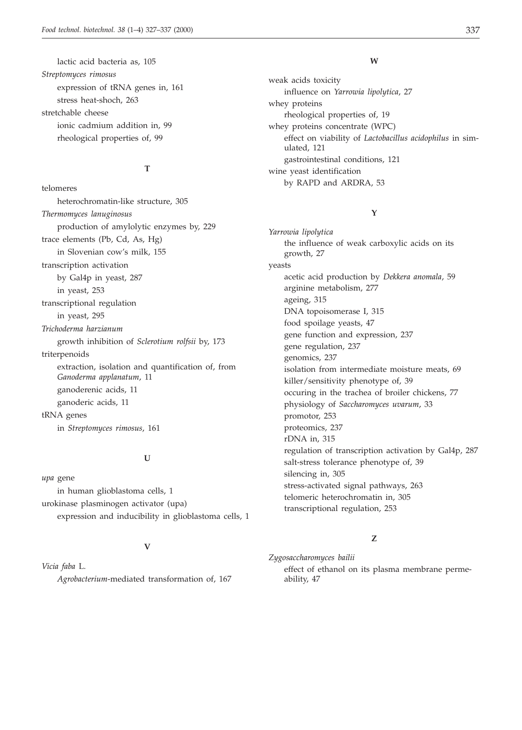lactic acid bacteria as, 105

*Streptomyces rimosus*

expression of tRNA genes in, 161

stress heat-shoch, 263

stretchable cheese

ionic cadmium addition in, 99

rheological properties of, 99

**T**

telomeres

heterochromatin-like structure, 305

*Thermomyces lanuginosus*

production of amylolytic enzymes by, 229

trace elements (Pb, Cd, As, Hg)

in Slovenian cow's milk, 155

transcription activation

by Gal4p in yeast, 287

in yeast, 253

transcriptional regulation

in yeast, 295

*Trichoderma harzianum*

growth inhibition of *Sclerotium rolfsii* by, 173

triterpenoids

extraction, isolation and quantification of, from *Ganoderma applanatum*, 11

ganoderenic acids, 11

ganoderic acids, 11

tRNA genes

in *Streptomyces rimosus*, 161

**U**

*upa* gene

in human glioblastoma cells, 1

urokinase plasminogen activator (upa)

expression and inducibility in glioblastoma cells, 1

**V**

*Vicia faba* L.

*Agrobacterium*-mediated transformation of, 167

**W**

weak acids toxicity

influence on *Yarrowia lipolytica*, 27

whey proteins

rheological properties of, 19

whey proteins concentrate (WPC)

effect on viability of *Lactobacillus acidophilus* in simulated, 121

gastrointestinal conditions, 121

wine yeast identification

by RAPD and ARDRA, 53

**Y**

*Yarrowia lipolytica*

the influence of weak carboxylic acids on its growth, 27

yeasts

acetic acid production by *Dekkera anomala*, 59

arginine metabolism, 277

ageing, 315

DNA topoisomerase I, 315

food spoilage yeasts, 47

gene function and expression, 237

gene regulation, 237

genomics, 237

isolation from intermediate moisture meats, 69

killer/sensitivity phenotype of, 39

occuring in the trachea of broiler chickens, 77

physiology of *Saccharomyces uvarum*, 33

promotor, 253

proteomics, 237

rDNA in, 315

regulation of transcription activation by Gal4p, 287

salt-stress tolerance phenotype of, 39

silencing in, 305

stress-activated signal pathways, 263

telomeric heterochromatin in, 305

transcriptional regulation, 253

**Z**

*Zygosaccharomyces bailii*

effect of ethanol on its plasma membrane permeability, 47